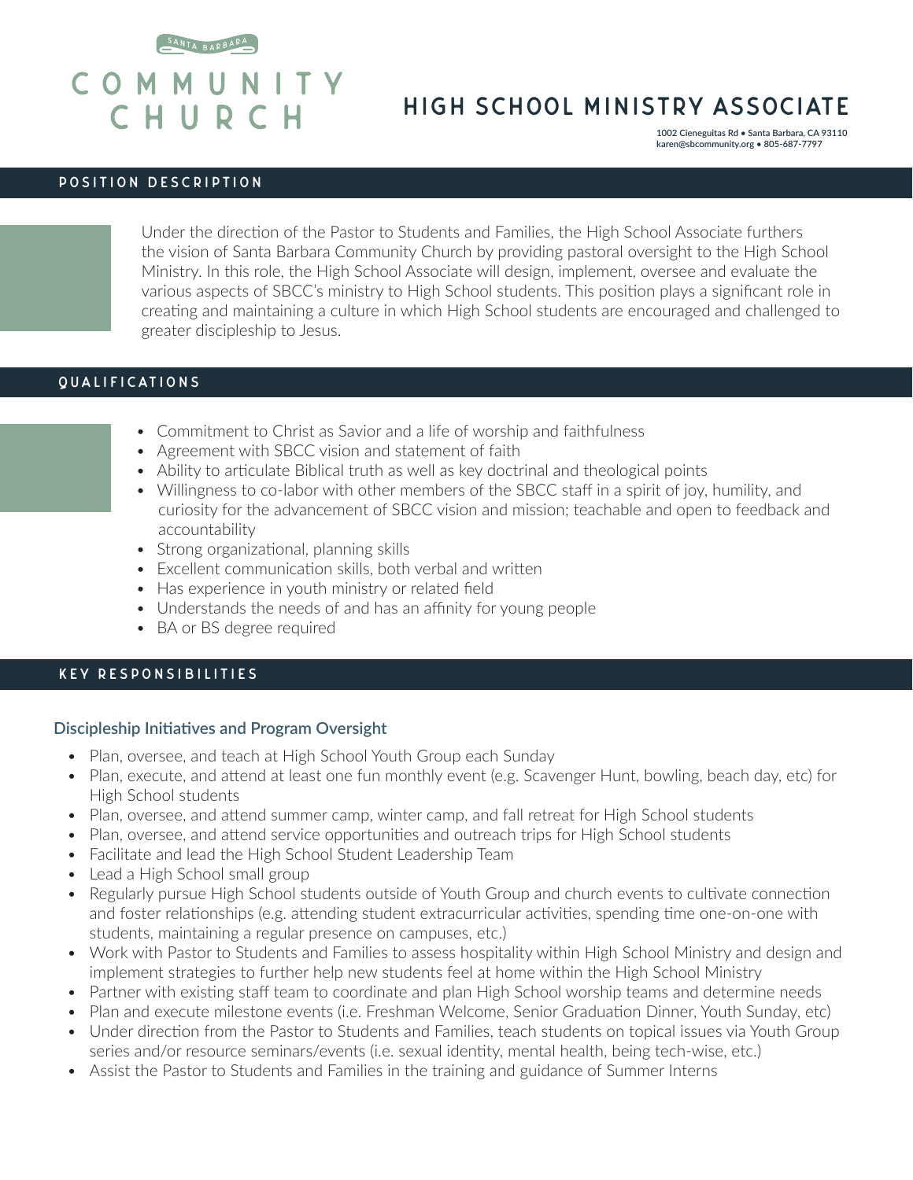SANTA BARBARA

COMMUNITY CHURCH

# HIGH SCHOOL MINISTRY ASSOCIATE

1002 Cieneguitas Rd • Santa Barbara, CA 93110
karen@sbcommunity.org • 805-687-7797

## POSITION DESCRIPTION

Under the direction of the Pastor to Students and Families, the High School Associate furthers the vision of Santa Barbara Community Church by providing pastoral oversight to the High School Ministry. In this role, the High School Associate will design, implement, oversee and evaluate the various aspects of SBCC's ministry to High School students. This position plays a significant role in creating and maintaining a culture in which High School students are encouraged and challenged to greater discipleship to Jesus.

## QUALIFICATIONS

- Commitment to Christ as Savior and a life of worship and faithfulness
- Agreement with SBCC vision and statement of faith
- Ability to articulate Biblical truth as well as key doctrinal and theological points
- Willingness to co-labor with other members of the SBCC staff in a spirit of joy, humility, and curiosity for the advancement of SBCC vision and mission; teachable and open to feedback and accountability
- Strong organizational, planning skills
- Excellent communication skills, both verbal and written
- Has experience in youth ministry or related field
- Understands the needs of and has an affinity for young people
- BA or BS degree required

## KEY RESPONSIBILITIES

### Discipleship Initiatives and Program Oversight

- Plan, oversee, and teach at High School Youth Group each Sunday
- Plan, execute, and attend at least one fun monthly event (e.g. Scavenger Hunt, bowling, beach day, etc) for High School students
- Plan, oversee, and attend summer camp, winter camp, and fall retreat for High School students
- Plan, oversee, and attend service opportunities and outreach trips for High School students
- Facilitate and lead the High School Student Leadership Team
- Lead a High School small group
- Regularly pursue High School students outside of Youth Group and church events to cultivate connection and foster relationships (e.g. attending student extracurricular activities, spending time one-on-one with students, maintaining a regular presence on campuses, etc.)
- Work with Pastor to Students and Families to assess hospitality within High School Ministry and design and implement strategies to further help new students feel at home within the High School Ministry
- Partner with existing staff team to coordinate and plan High School worship teams and determine needs
- Plan and execute milestone events (i.e. Freshman Welcome, Senior Graduation Dinner, Youth Sunday, etc)
- Under direction from the Pastor to Students and Families, teach students on topical issues via Youth Group series and/or resource seminars/events (i.e. sexual identity, mental health, being tech-wise, etc.)
- Assist the Pastor to Students and Families in the training and guidance of Summer Interns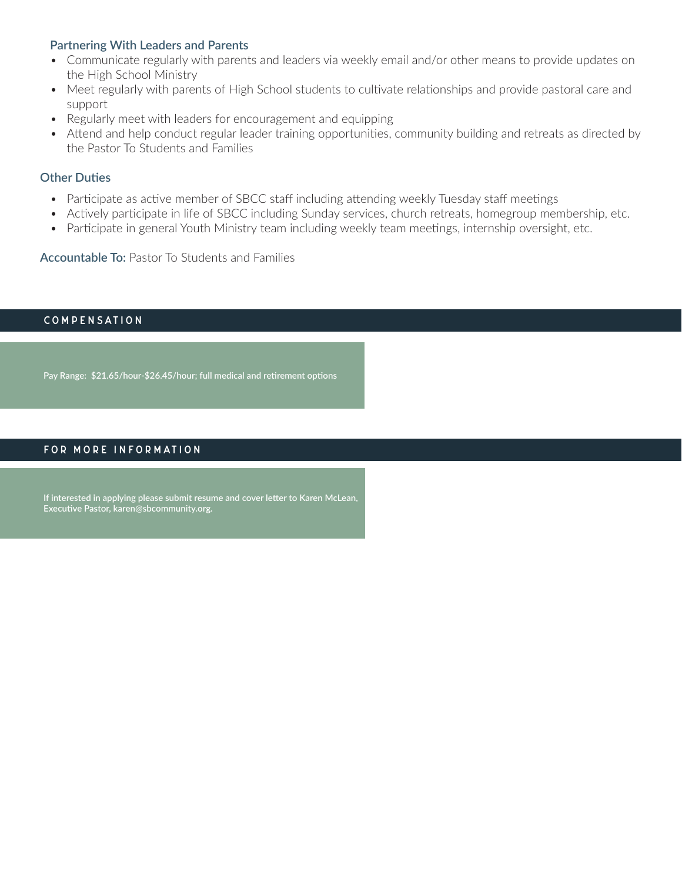### Partnering With Leaders and Parents

- Communicate regularly with parents and leaders via weekly email and/or other means to provide updates on the High School Ministry
- Meet regularly with parents of High School students to cultivate relationships and provide pastoral care and support
- Regularly meet with leaders for encouragement and equipping
- Attend and help conduct regular leader training opportunities, community building and retreats as directed by the Pastor To Students and Families

### Other Duties

- Participate as active member of SBCC staff including attending weekly Tuesday staff meetings
- Actively participate in life of SBCC including Sunday services, church retreats, homegroup membership, etc.
- Participate in general Youth Ministry team including weekly team meetings, internship oversight, etc.

**Accountable To:** Pastor To Students and Families

## COMPENSATION

**Pay Range: $21.65/hour-$26.45/hour; full medical and retirement options**

## FOR MORE INFORMATION

**If interested in applying please submit resume and cover letter to Karen McLean, Executive Pastor, karen@sbcommunity.org.**